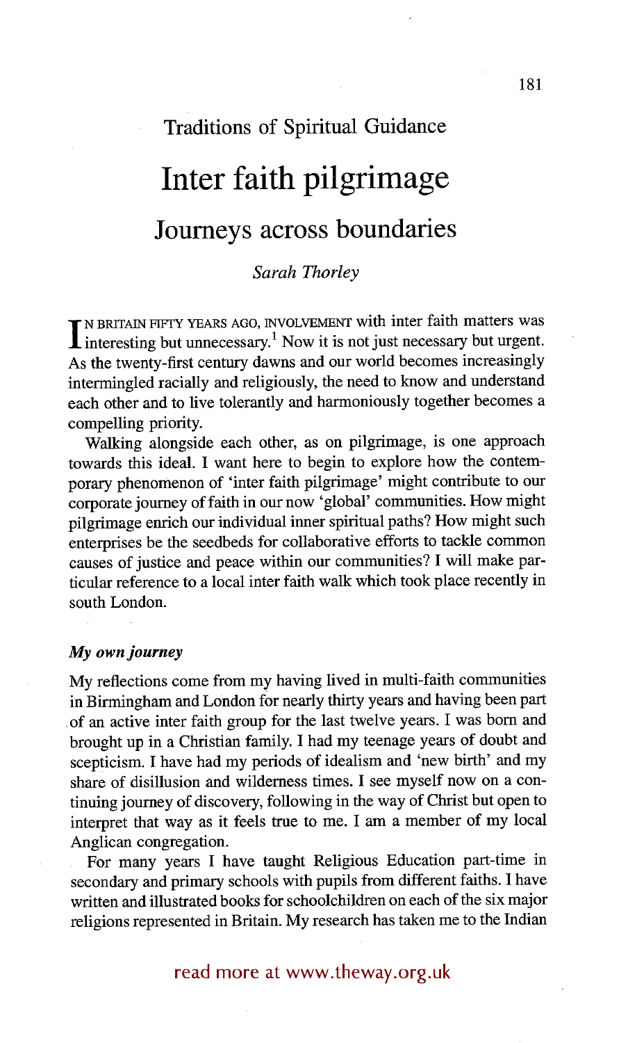Traditions of Spiritual Guidance

# Inter faith pilgrimage

## Journeys across boundaries

*Sarah Thorley*

In Britain fifty years ago, involvement with inter faith matters was interesting but unnecessary.[1] Now it is not just necessary but urgent. As the twenty-first century dawns and our world becomes increasingly intermingled racially and religiously, the need to know and understand each other and to live tolerantly and harmoniously together becomes a compelling priority.

Walking alongside each other, as on pilgrimage, is one approach towards this ideal. I want here to begin to explore how the contemporary phenomenon of 'inter faith pilgrimage' might contribute to our corporate journey of faith in our now 'global' communities. How might pilgrimage enrich our individual inner spiritual paths? How might such enterprises be the seedbeds for collaborative efforts to tackle common causes of justice and peace within our communities? I will make particular reference to a local inter faith walk which took place recently in south London.

### *My own journey*

My reflections come from my having lived in multi-faith communities in Birmingham and London for nearly thirty years and having been part of an active inter faith group for the last twelve years. I was born and brought up in a Christian family. I had my teenage years of doubt and scepticism. I have had my periods of idealism and 'new birth' and my share of disillusion and wilderness times. I see myself now on a continuing journey of discovery, following in the way of Christ but open to interpret that way as it feels true to me. I am a member of my local Anglican congregation.

For many years I have taught Religious Education part-time in secondary and primary schools with pupils from different faiths. I have written and illustrated books for schoolchildren on each of the six major religions represented in Britain. My research has taken me to the Indian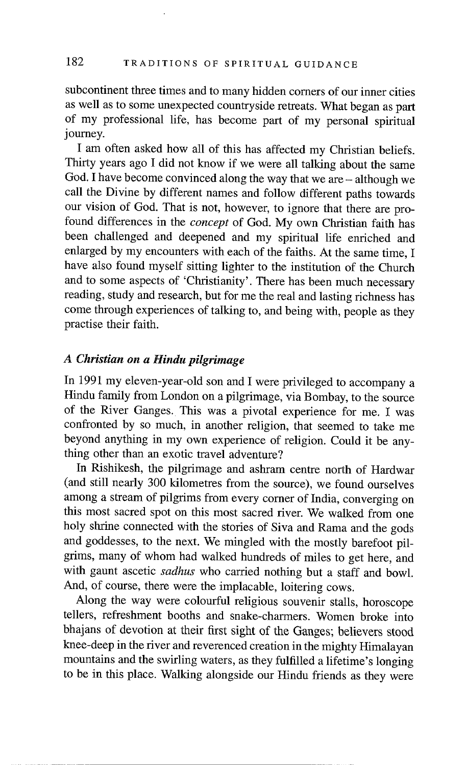subcontinent three times and to many hidden corners of our inner cities as well as to some unexpected countryside retreats. What began as part of my professional life, has become part of my personal spiritual journey.

I am often asked how all of this has affected my Christian beliefs. Thirty years ago I did not know if we were all talking about the same God. I have become convinced along the way that we are – although we call the Divine by different names and follow different paths towards our vision of God. That is not, however, to ignore that there are profound differences in the *concept* of God. My own Christian faith has been challenged and deepened and my spiritual life enriched and enlarged by my encounters with each of the faiths. At the same time, I have also found myself sitting lighter to the institution of the Church and to some aspects of 'Christianity'. There has been much necessary reading, study and research, but for me the real and lasting richness has come through experiences of talking to, and being with, people as they practise their faith.

### *A Christian on a Hindu pilgrimage*

In 1991 my eleven-year-old son and I were privileged to accompany a Hindu family from London on a pilgrimage, via Bombay, to the source of the River Ganges. This was a pivotal experience for me. I was confronted by so much, in another religion, that seemed to take me beyond anything in my own experience of religion. Could it be anything other than an exotic travel adventure?

In Rishikesh, the pilgrimage and ashram centre north of Hardwar (and still nearly 300 kilometres from the source), we found ourselves among a stream of pilgrims from every corner of India, converging on this most sacred spot on this most sacred river. We walked from one holy shrine connected with the stories of Siva and Rama and the gods and goddesses, to the next. We mingled with the mostly barefoot pilgrims, many of whom had walked hundreds of miles to get here, and with gaunt ascetic *sadhus* who carried nothing but a staff and bowl. And, of course, there were the implacable, loitering cows.

Along the way were colourful religious souvenir stalls, horoscope tellers, refreshment booths and snake-charmers. Women broke into bhajans of devotion at their first sight of the Ganges; believers stood knee-deep in the river and reverenced creation in the mighty Himalayan mountains and the swirling waters, as they fulfilled a lifetime's longing to be in this place. Walking alongside our Hindu friends as they were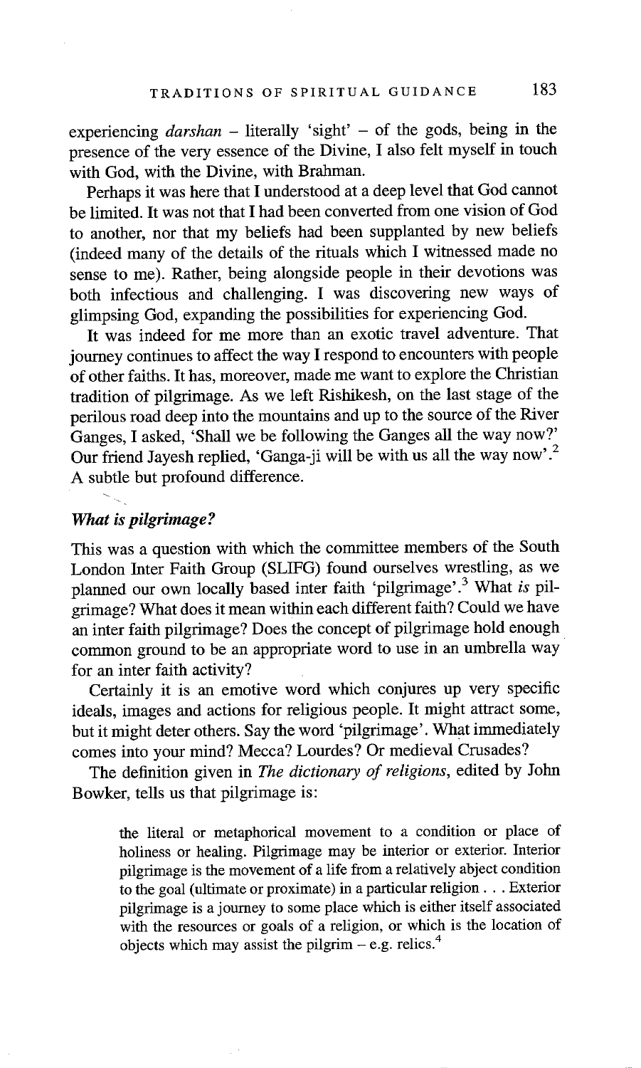experiencing *darshan* – literally 'sight' – of the gods, being in the presence of the very essence of the Divine, I also felt myself in touch with God, with the Divine, with Brahman.

Perhaps it was here that I understood at a deep level that God cannot be limited. It was not that I had been converted from one vision of God to another, nor that my beliefs had been supplanted by new beliefs (indeed many of the details of the rituals which I witnessed made no sense to me). Rather, being alongside people in their devotions was both infectious and challenging. I was discovering new ways of glimpsing God, expanding the possibilities for experiencing God.

It was indeed for me more than an exotic travel adventure. That journey continues to affect the way I respond to encounters with people of other faiths. It has, moreover, made me want to explore the Christian tradition of pilgrimage. As we left Rishikesh, on the last stage of the perilous road deep into the mountains and up to the source of the River Ganges, I asked, 'Shall we be following the Ganges all the way now?' Our friend Jayesh replied, 'Ganga-ji will be with us all the way now'.[2] A subtle but profound difference.

## *What is pilgrimage?*

This was a question with which the committee members of the South London Inter Faith Group (SLIFG) found ourselves wrestling, as we planned our own locally based inter faith 'pilgrimage'.[3] What *is* pilgrimage? What does it mean within each different faith? Could we have an inter faith pilgrimage? Does the concept of pilgrimage hold enough common ground to be an appropriate word to use in an umbrella way for an inter faith activity?

Certainly it is an emotive word which conjures up very specific ideals, images and actions for religious people. It might attract some, but it might deter others. Say the word 'pilgrimage'. What immediately comes into your mind? Mecca? Lourdes? Or medieval Crusades?

The definition given in *The dictionary of religions*, edited by John Bowker, tells us that pilgrimage is:

> the literal or metaphorical movement to a condition or place of holiness or healing. Pilgrimage may be interior or exterior. Interior pilgrimage is the movement of a life from a relatively abject condition to the goal (ultimate or proximate) in a particular religion . . . Exterior pilgrimage is a journey to some place which is either itself associated with the resources or goals of a religion, or which is the location of objects which may assist the pilgrim – e.g. relics.[4]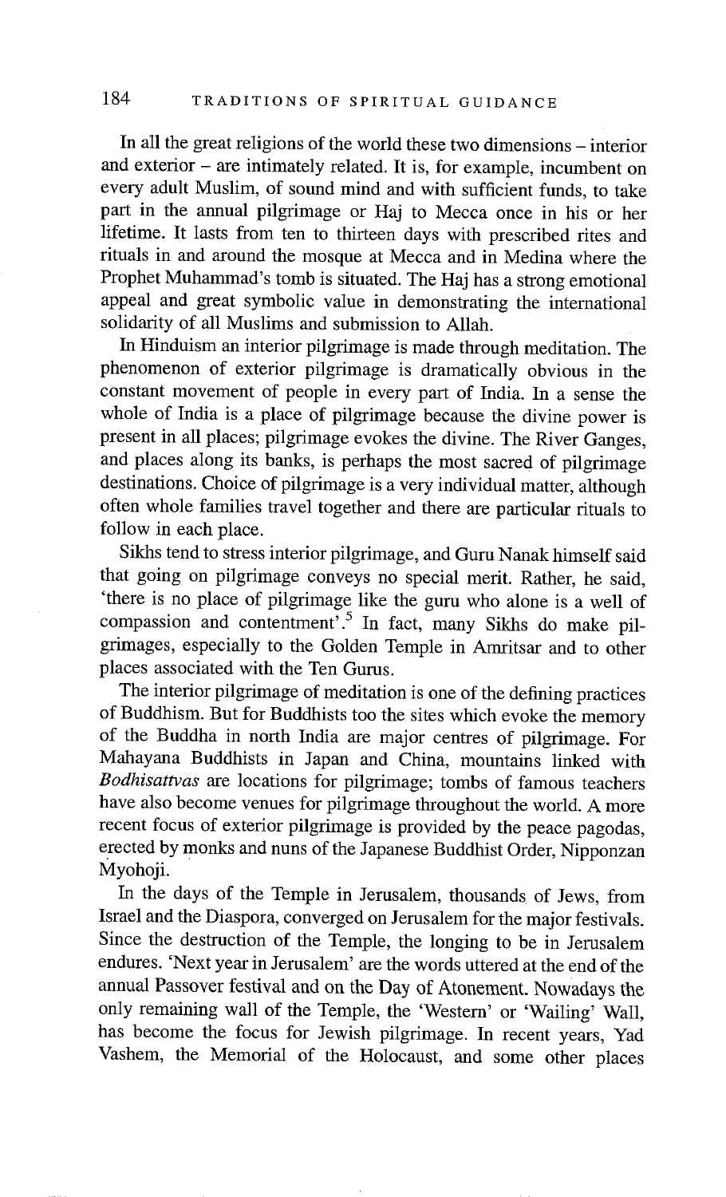In all the great religions of the world these two dimensions – interior and exterior – are intimately related. It is, for example, incumbent on every adult Muslim, of sound mind and with sufficient funds, to take part in the annual pilgrimage or Haj to Mecca once in his or her lifetime. It lasts from ten to thirteen days with prescribed rites and rituals in and around the mosque at Mecca and in Medina where the Prophet Muhammad's tomb is situated. The Haj has a strong emotional appeal and great symbolic value in demonstrating the international solidarity of all Muslims and submission to Allah.

In Hinduism an interior pilgrimage is made through meditation. The phenomenon of exterior pilgrimage is dramatically obvious in the constant movement of people in every part of India. In a sense the whole of India is a place of pilgrimage because the divine power is present in all places; pilgrimage evokes the divine. The River Ganges, and places along its banks, is perhaps the most sacred of pilgrimage destinations. Choice of pilgrimage is a very individual matter, although often whole families travel together and there are particular rituals to follow in each place.

Sikhs tend to stress interior pilgrimage, and Guru Nanak himself said that going on pilgrimage conveys no special merit. Rather, he said, 'there is no place of pilgrimage like the guru who alone is a well of compassion and contentment'.[5] In fact, many Sikhs do make pilgrimages, especially to the Golden Temple in Amritsar and to other places associated with the Ten Gurus.

The interior pilgrimage of meditation is one of the defining practices of Buddhism. But for Buddhists too the sites which evoke the memory of the Buddha in north India are major centres of pilgrimage. For Mahayana Buddhists in Japan and China, mountains linked with *Bodhisattvas* are locations for pilgrimage; tombs of famous teachers have also become venues for pilgrimage throughout the world. A more recent focus of exterior pilgrimage is provided by the peace pagodas, erected by monks and nuns of the Japanese Buddhist Order, Nipponzan Myohoji.

In the days of the Temple in Jerusalem, thousands of Jews, from Israel and the Diaspora, converged on Jerusalem for the major festivals. Since the destruction of the Temple, the longing to be in Jerusalem endures. 'Next year in Jerusalem' are the words uttered at the end of the annual Passover festival and on the Day of Atonement. Nowadays the only remaining wall of the Temple, the 'Western' or 'Wailing' Wall, has become the focus for Jewish pilgrimage. In recent years, Yad Vashem, the Memorial of the Holocaust, and some other places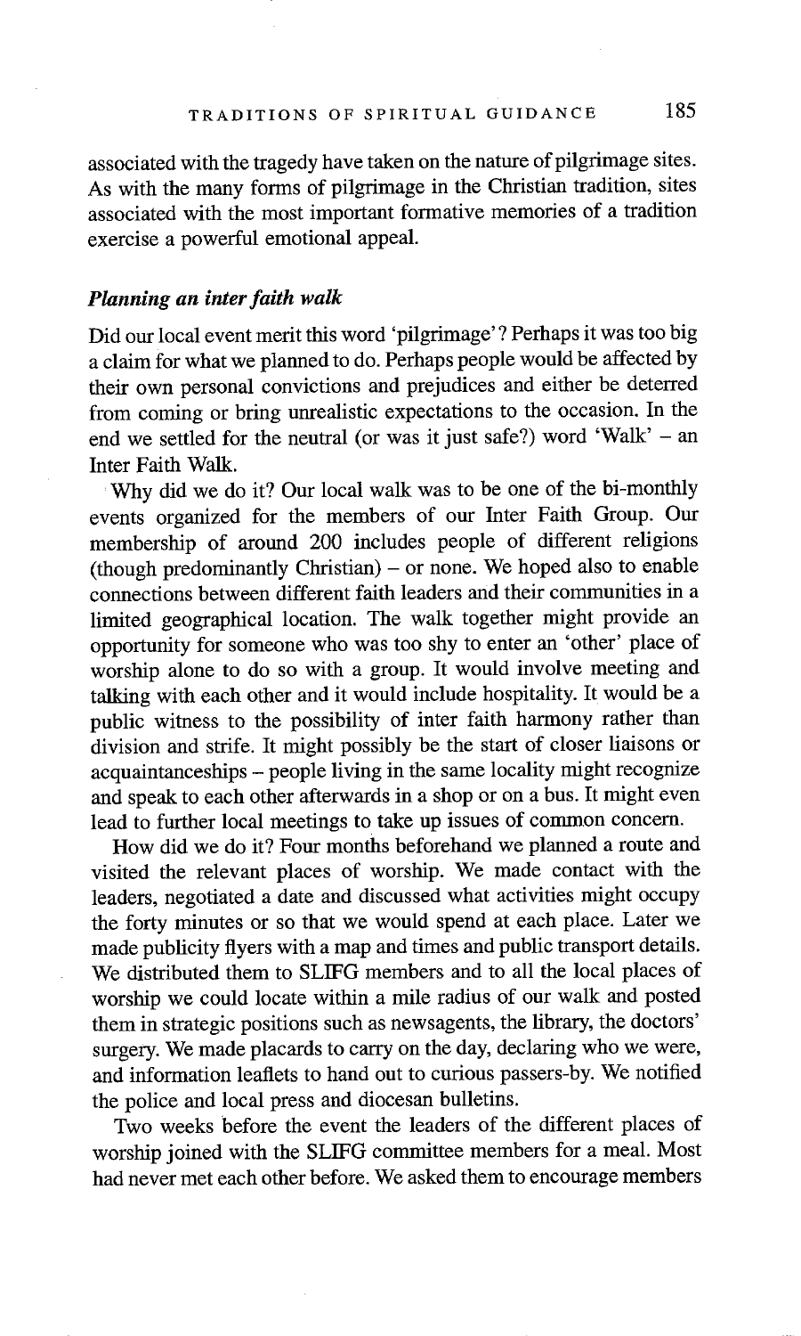associated with the tragedy have taken on the nature of pilgrimage sites. As with the many forms of pilgrimage in the Christian tradition, sites associated with the most important formative memories of a tradition exercise a powerful emotional appeal.

### *Planning an inter faith walk*

Did our local event merit this word 'pilgrimage'? Perhaps it was too big a claim for what we planned to do. Perhaps people would be affected by their own personal convictions and prejudices and either be deterred from coming or bring unrealistic expectations to the occasion. In the end we settled for the neutral (or was it just safe?) word 'Walk' – an Inter Faith Walk.

Why did we do it? Our local walk was to be one of the bi-monthly events organized for the members of our Inter Faith Group. Our membership of around 200 includes people of different religions (though predominantly Christian) – or none. We hoped also to enable connections between different faith leaders and their communities in a limited geographical location. The walk together might provide an opportunity for someone who was too shy to enter an 'other' place of worship alone to do so with a group. It would involve meeting and talking with each other and it would include hospitality. It would be a public witness to the possibility of inter faith harmony rather than division and strife. It might possibly be the start of closer liaisons or acquaintanceships – people living in the same locality might recognize and speak to each other afterwards in a shop or on a bus. It might even lead to further local meetings to take up issues of common concern.

How did we do it? Four months beforehand we planned a route and visited the relevant places of worship. We made contact with the leaders, negotiated a date and discussed what activities might occupy the forty minutes or so that we would spend at each place. Later we made publicity flyers with a map and times and public transport details. We distributed them to SLIFG members and to all the local places of worship we could locate within a mile radius of our walk and posted them in strategic positions such as newsagents, the library, the doctors' surgery. We made placards to carry on the day, declaring who we were, and information leaflets to hand out to curious passers-by. We notified the police and local press and diocesan bulletins.

Two weeks before the event the leaders of the different places of worship joined with the SLIFG committee members for a meal. Most had never met each other before. We asked them to encourage members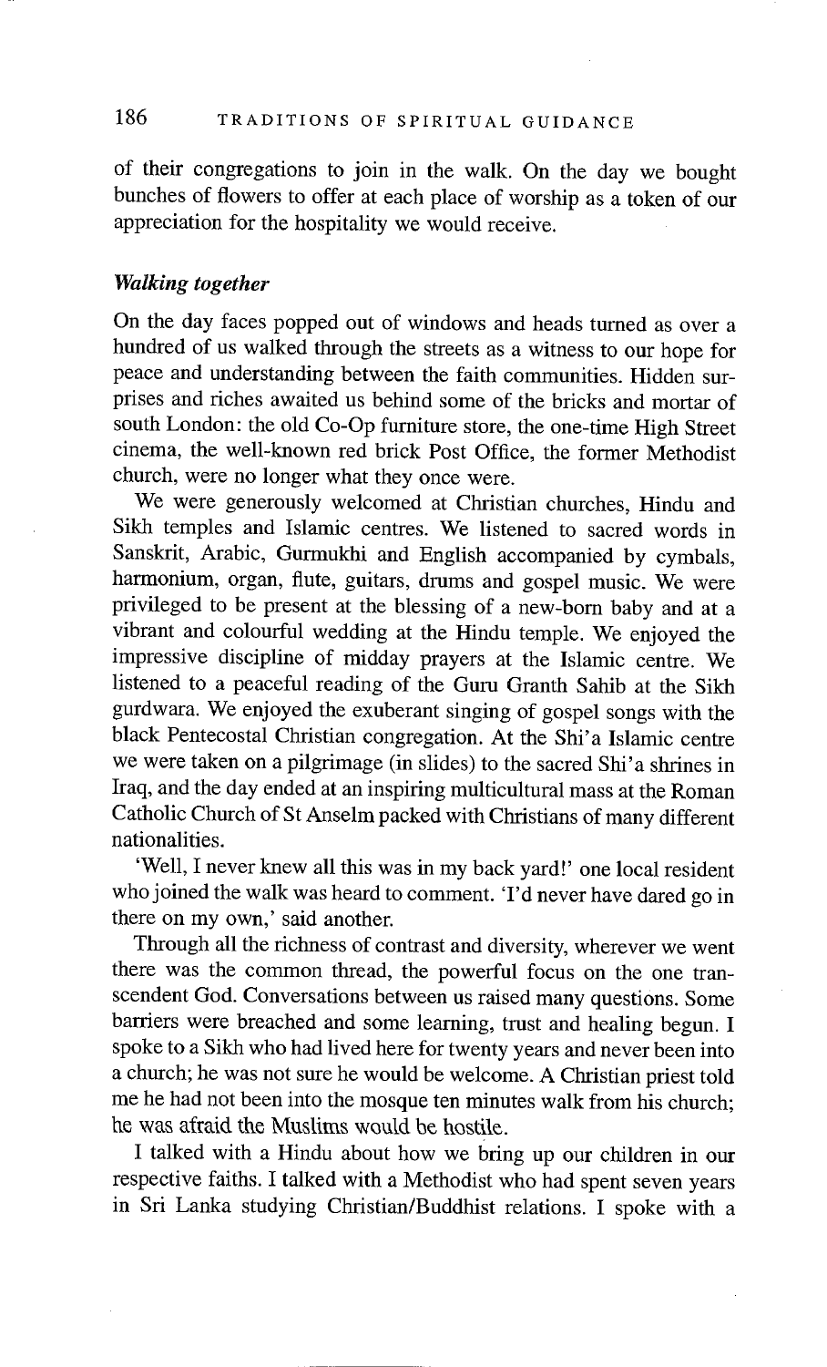of their congregations to join in the walk. On the day we bought bunches of flowers to offer at each place of worship as a token of our appreciation for the hospitality we would receive.

### *Walking together*

On the day faces popped out of windows and heads turned as over a hundred of us walked through the streets as a witness to our hope for peace and understanding between the faith communities. Hidden surprises and riches awaited us behind some of the bricks and mortar of south London: the old Co-Op furniture store, the one-time High Street cinema, the well-known red brick Post Office, the former Methodist church, were no longer what they once were.

We were generously welcomed at Christian churches, Hindu and Sikh temples and Islamic centres. We listened to sacred words in Sanskrit, Arabic, Gurmukhi and English accompanied by cymbals, harmonium, organ, flute, guitars, drums and gospel music. We were privileged to be present at the blessing of a new-born baby and at a vibrant and colourful wedding at the Hindu temple. We enjoyed the impressive discipline of midday prayers at the Islamic centre. We listened to a peaceful reading of the Guru Granth Sahib at the Sikh gurdwara. We enjoyed the exuberant singing of gospel songs with the black Pentecostal Christian congregation. At the Shi'a Islamic centre we were taken on a pilgrimage (in slides) to the sacred Shi'a shrines in Iraq, and the day ended at an inspiring multicultural mass at the Roman Catholic Church of St Anselm packed with Christians of many different nationalities.

'Well, I never knew all this was in my back yard!' one local resident who joined the walk was heard to comment. 'I'd never have dared go in there on my own,' said another.

Through all the richness of contrast and diversity, wherever we went there was the common thread, the powerful focus on the one transcendent God. Conversations between us raised many questions. Some barriers were breached and some learning, trust and healing begun. I spoke to a Sikh who had lived here for twenty years and never been into a church; he was not sure he would be welcome. A Christian priest told me he had not been into the mosque ten minutes walk from his church; he was afraid the Muslims would be hostile.

I talked with a Hindu about how we bring up our children in our respective faiths. I talked with a Methodist who had spent seven years in Sri Lanka studying Christian/Buddhist relations. I spoke with a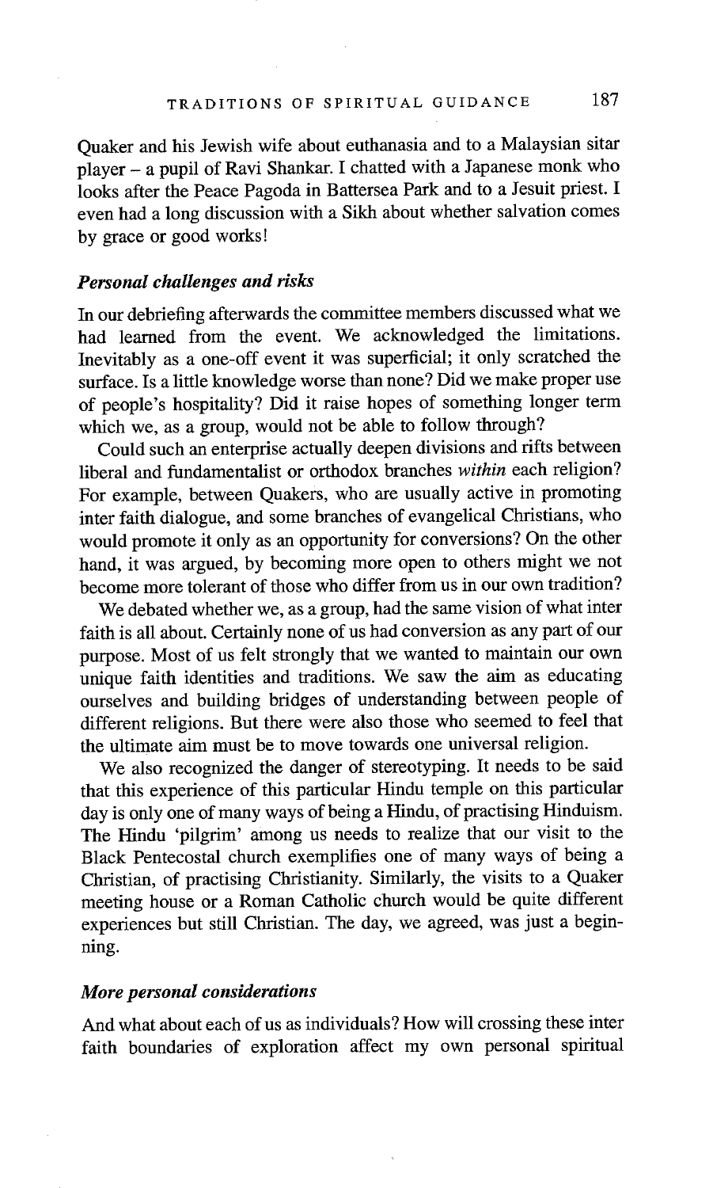Quaker and his Jewish wife about euthanasia and to a Malaysian sitar player – a pupil of Ravi Shankar. I chatted with a Japanese monk who looks after the Peace Pagoda in Battersea Park and to a Jesuit priest. I even had a long discussion with a Sikh about whether salvation comes by grace or good works!

### *Personal challenges and risks*

In our debriefing afterwards the committee members discussed what we had learned from the event. We acknowledged the limitations. Inevitably as a one-off event it was superficial; it only scratched the surface. Is a little knowledge worse than none? Did we make proper use of people's hospitality? Did it raise hopes of something longer term which we, as a group, would not be able to follow through?

Could such an enterprise actually deepen divisions and rifts between liberal and fundamentalist or orthodox branches *within* each religion? For example, between Quakers, who are usually active in promoting inter faith dialogue, and some branches of evangelical Christians, who would promote it only as an opportunity for conversions? On the other hand, it was argued, by becoming more open to others might we not become more tolerant of those who differ from us in our own tradition?

We debated whether we, as a group, had the same vision of what inter faith is all about. Certainly none of us had conversion as any part of our purpose. Most of us felt strongly that we wanted to maintain our own unique faith identities and traditions. We saw the aim as educating ourselves and building bridges of understanding between people of different religions. But there were also those who seemed to feel that the ultimate aim must be to move towards one universal religion.

We also recognized the danger of stereotyping. It needs to be said that this experience of this particular Hindu temple on this particular day is only one of many ways of being a Hindu, of practising Hinduism. The Hindu 'pilgrim' among us needs to realize that our visit to the Black Pentecostal church exemplifies one of many ways of being a Christian, of practising Christianity. Similarly, the visits to a Quaker meeting house or a Roman Catholic church would be quite different experiences but still Christian. The day, we agreed, was just a beginning.

### *More personal considerations*

And what about each of us as individuals? How will crossing these inter faith boundaries of exploration affect my own personal spiritual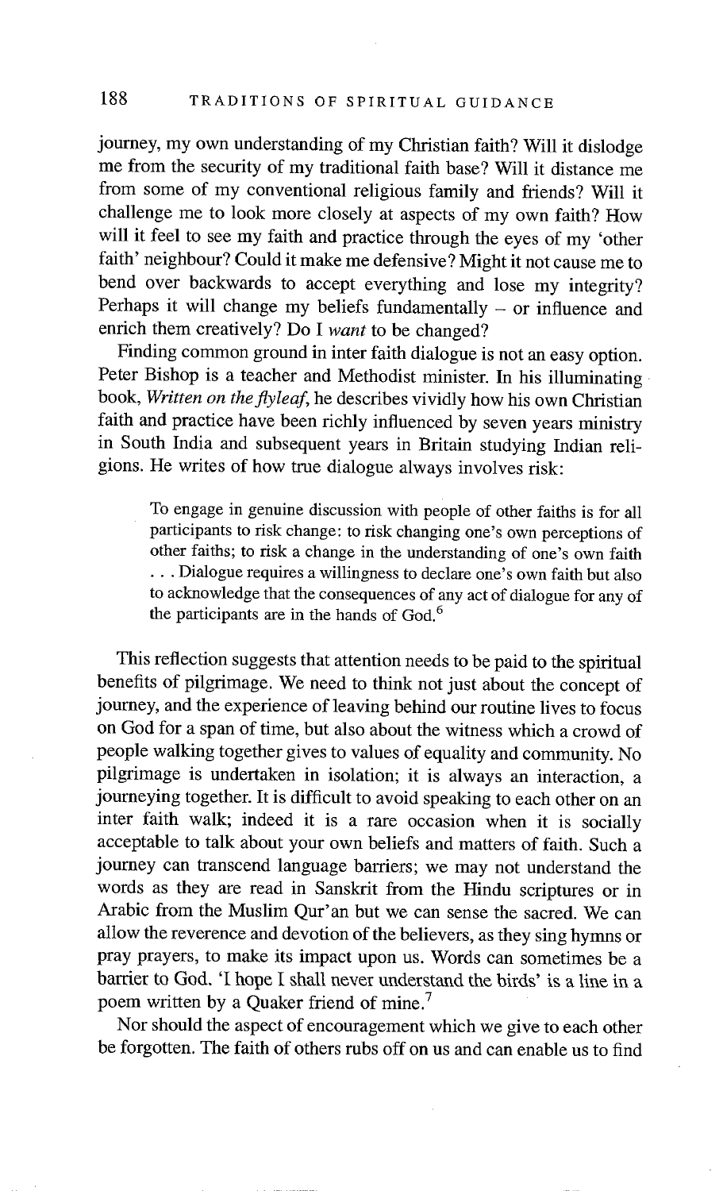journey, my own understanding of my Christian faith? Will it dislodge me from the security of my traditional faith base? Will it distance me from some of my conventional religious family and friends? Will it challenge me to look more closely at aspects of my own faith? How will it feel to see my faith and practice through the eyes of my 'other faith' neighbour? Could it make me defensive? Might it not cause me to bend over backwards to accept everything and lose my integrity? Perhaps it will change my beliefs fundamentally – or influence and enrich them creatively? Do I *want* to be changed?

Finding common ground in inter faith dialogue is not an easy option. Peter Bishop is a teacher and Methodist minister. In his illuminating book, *Written on the flyleaf*, he describes vividly how his own Christian faith and practice have been richly influenced by seven years ministry in South India and subsequent years in Britain studying Indian religions. He writes of how true dialogue always involves risk:

> To engage in genuine discussion with people of other faiths is for all participants to risk change: to risk changing one's own perceptions of other faiths; to risk a change in the understanding of one's own faith . . . Dialogue requires a willingness to declare one's own faith but also to acknowledge that the consequences of any act of dialogue for any of the participants are in the hands of God.[6]

This reflection suggests that attention needs to be paid to the spiritual benefits of pilgrimage. We need to think not just about the concept of journey, and the experience of leaving behind our routine lives to focus on God for a span of time, but also about the witness which a crowd of people walking together gives to values of equality and community. No pilgrimage is undertaken in isolation; it is always an interaction, a journeying together. It is difficult to avoid speaking to each other on an inter faith walk; indeed it is a rare occasion when it is socially acceptable to talk about your own beliefs and matters of faith. Such a journey can transcend language barriers; we may not understand the words as they are read in Sanskrit from the Hindu scriptures or in Arabic from the Muslim Qur'an but we can sense the sacred. We can allow the reverence and devotion of the believers, as they sing hymns or pray prayers, to make its impact upon us. Words can sometimes be a barrier to God. 'I hope I shall never understand the birds' is a line in a poem written by a Quaker friend of mine.[7]

Nor should the aspect of encouragement which we give to each other be forgotten. The faith of others rubs off on us and can enable us to find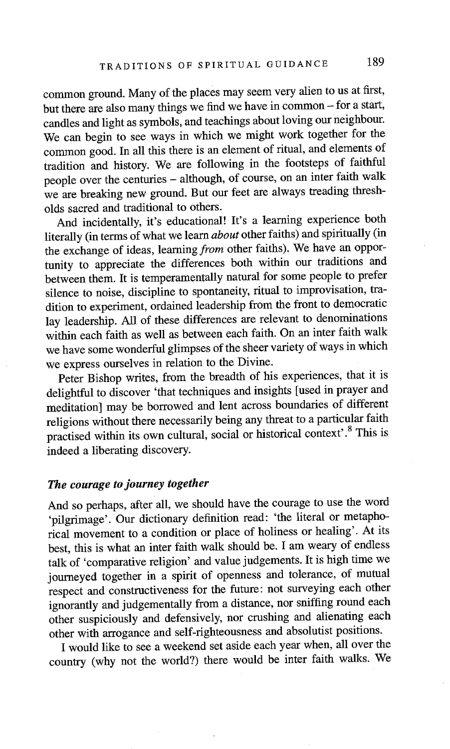common ground. Many of the places may seem very alien to us at first, but there are also many things we find we have in common – for a start, candles and light as symbols, and teachings about loving our neighbour. We can begin to see ways in which we might work together for the common good. In all this there is an element of ritual, and elements of tradition and history. We are following in the footsteps of faithful people over the centuries – although, of course, on an inter faith walk we are breaking new ground. But our feet are always treading thresholds sacred and traditional to others.

And incidentally, it's educational! It's a learning experience both literally (in terms of what we learn *about* other faiths) and spiritually (in the exchange of ideas, learning *from* other faiths). We have an opportunity to appreciate the differences both within our traditions and between them. It is temperamentally natural for some people to prefer silence to noise, discipline to spontaneity, ritual to improvisation, tradition to experiment, ordained leadership from the front to democratic lay leadership. All of these differences are relevant to denominations within each faith as well as between each faith. On an inter faith walk we have some wonderful glimpses of the sheer variety of ways in which we express ourselves in relation to the Divine.

Peter Bishop writes, from the breadth of his experiences, that it is delightful to discover 'that techniques and insights [used in prayer and meditation] may be borrowed and lent across boundaries of different religions without there necessarily being any threat to a particular faith practised within its own cultural, social or historical context'.[8] This is indeed a liberating discovery.

### *The courage to journey together*

And so perhaps, after all, we should have the courage to use the word 'pilgrimage'. Our dictionary definition read: 'the literal or metaphorical movement to a condition or place of holiness or healing'. At its best, this is what an inter faith walk should be. I am weary of endless talk of 'comparative religion' and value judgements. It is high time we journeyed together in a spirit of openness and tolerance, of mutual respect and constructiveness for the future: not surveying each other ignorantly and judgementally from a distance, nor sniffing round each other suspiciously and defensively, nor crushing and alienating each other with arrogance and self-righteousness and absolutist positions.

I would like to see a weekend set aside each year when, all over the country (why not the world?) there would be inter faith walks. We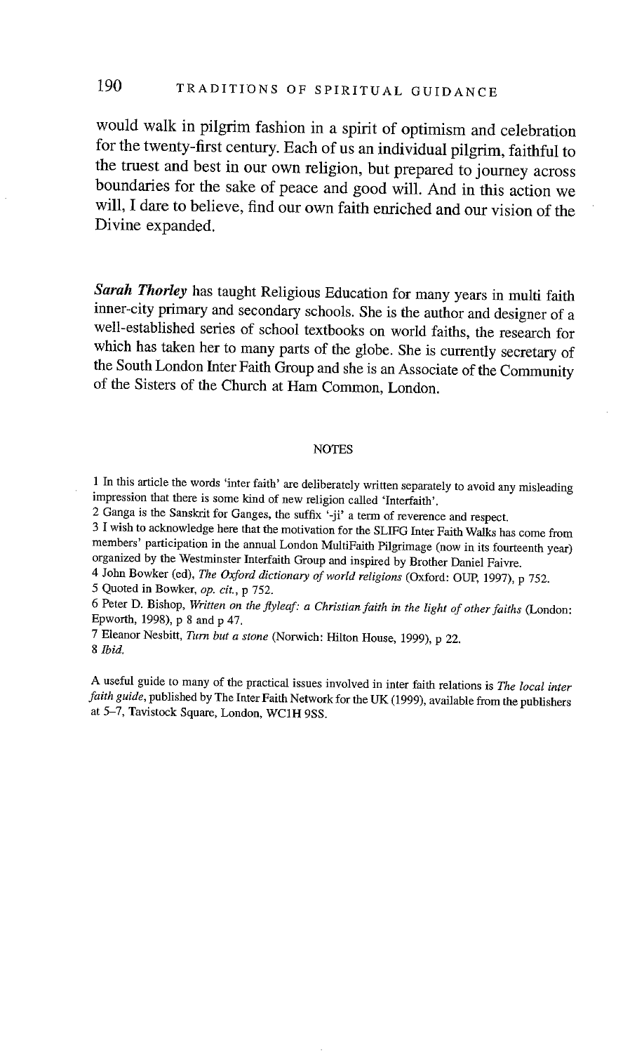would walk in pilgrim fashion in a spirit of optimism and celebration for the twenty-first century. Each of us an individual pilgrim, faithful to the truest and best in our own religion, but prepared to journey across boundaries for the sake of peace and good will. And in this action we will, I dare to believe, find our own faith enriched and our vision of the Divine expanded.

***Sarah Thorley*** has taught Religious Education for many years in multi faith inner-city primary and secondary schools. She is the author and designer of a well-established series of school textbooks on world faiths, the research for which has taken her to many parts of the globe. She is currently secretary of the South London Inter Faith Group and she is an Associate of the Community of the Sisters of the Church at Ham Common, London.

## NOTES

1 In this article the words 'inter faith' are deliberately written separately to avoid any misleading impression that there is some kind of new religion called 'Interfaith'.

2 Ganga is the Sanskrit for Ganges, the suffix '-ji' a term of reverence and respect.

3 I wish to acknowledge here that the motivation for the SLIFG Inter Faith Walks has come from members' participation in the annual London MultiFaith Pilgrimage (now in its fourteenth year) organized by the Westminster Interfaith Group and inspired by Brother Daniel Faivre.

4 John Bowker (ed), *The Oxford dictionary of world religions* (Oxford: OUP, 1997), p 752.

5 Quoted in Bowker, *op. cit.*, p 752.

6 Peter D. Bishop, *Written on the flyleaf: a Christian faith in the light of other faiths* (London: Epworth, 1998), p 8 and p 47.

7 Eleanor Nesbitt, *Turn but a stone* (Norwich: Hilton House, 1999), p 22.

8 *Ibid.*

A useful guide to many of the practical issues involved in inter faith relations is *The local inter faith guide*, published by The Inter Faith Network for the UK (1999), available from the publishers at 5–7, Tavistock Square, London, WC1H 9SS.